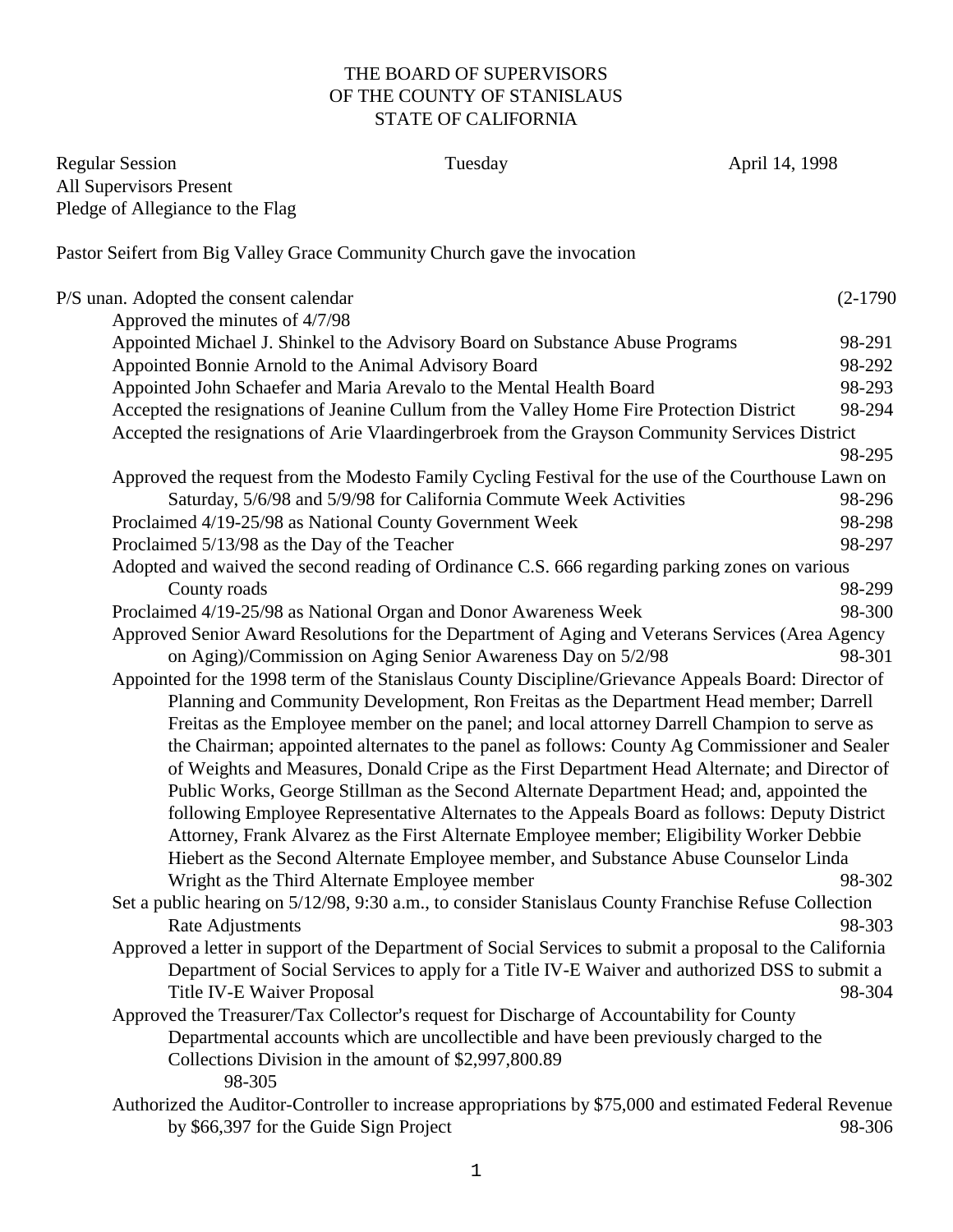# THE BOARD OF SUPERVISORS
# OF THE COUNTY OF STANISLAUS
# STATE OF CALIFORNIA

Regular Session — Tuesday — April 14, 1998

All Supervisors Present

Pledge of Allegiance to the Flag

Pastor Seifert from Big Valley Grace Community Church gave the invocation

P/S unan. Adopted the consent calendar (2-1790

- Approved the minutes of 4/7/98
- Appointed Michael J. Shinkel to the Advisory Board on Substance Abuse Programs 98-291
- Appointed Bonnie Arnold to the Animal Advisory Board 98-292
- Appointed John Schaefer and Maria Arevalo to the Mental Health Board 98-293
- Accepted the resignations of Jeanine Cullum from the Valley Home Fire Protection District 98-294
- Accepted the resignations of Arie Vlaardingerbroek from the Grayson Community Services District 98-295
- Approved the request from the Modesto Family Cycling Festival for the use of the Courthouse Lawn on Saturday, 5/6/98 and 5/9/98 for California Commute Week Activities 98-296
- Proclaimed 4/19-25/98 as National County Government Week 98-298
- Proclaimed 5/13/98 as the Day of the Teacher 98-297
- Adopted and waived the second reading of Ordinance C.S. 666 regarding parking zones on various County roads 98-299
- Proclaimed 4/19-25/98 as National Organ and Donor Awareness Week 98-300
- Approved Senior Award Resolutions for the Department of Aging and Veterans Services (Area Agency on Aging)/Commission on Aging Senior Awareness Day on 5/2/98 98-301
- Appointed for the 1998 term of the Stanislaus County Discipline/Grievance Appeals Board: Director of Planning and Community Development, Ron Freitas as the Department Head member; Darrell Freitas as the Employee member on the panel; and local attorney Darrell Champion to serve as the Chairman; appointed alternates to the panel as follows: County Ag Commissioner and Sealer of Weights and Measures, Donald Cripe as the First Department Head Alternate; and Director of Public Works, George Stillman as the Second Alternate Department Head; and, appointed the following Employee Representative Alternates to the Appeals Board as follows: Deputy District Attorney, Frank Alvarez as the First Alternate Employee member; Eligibility Worker Debbie Hiebert as the Second Alternate Employee member, and Substance Abuse Counselor Linda Wright as the Third Alternate Employee member 98-302
- Set a public hearing on 5/12/98, 9:30 a.m., to consider Stanislaus County Franchise Refuse Collection Rate Adjustments 98-303
- Approved a letter in support of the Department of Social Services to submit a proposal to the California Department of Social Services to apply for a Title IV-E Waiver and authorized DSS to submit a Title IV-E Waiver Proposal 98-304
- Approved the Treasurer/Tax Collector's request for Discharge of Accountability for County Departmental accounts which are uncollectible and have been previously charged to the Collections Division in the amount of $2,997,800.89 98-305
- Authorized the Auditor-Controller to increase appropriations by $75,000 and estimated Federal Revenue by $66,397 for the Guide Sign Project 98-306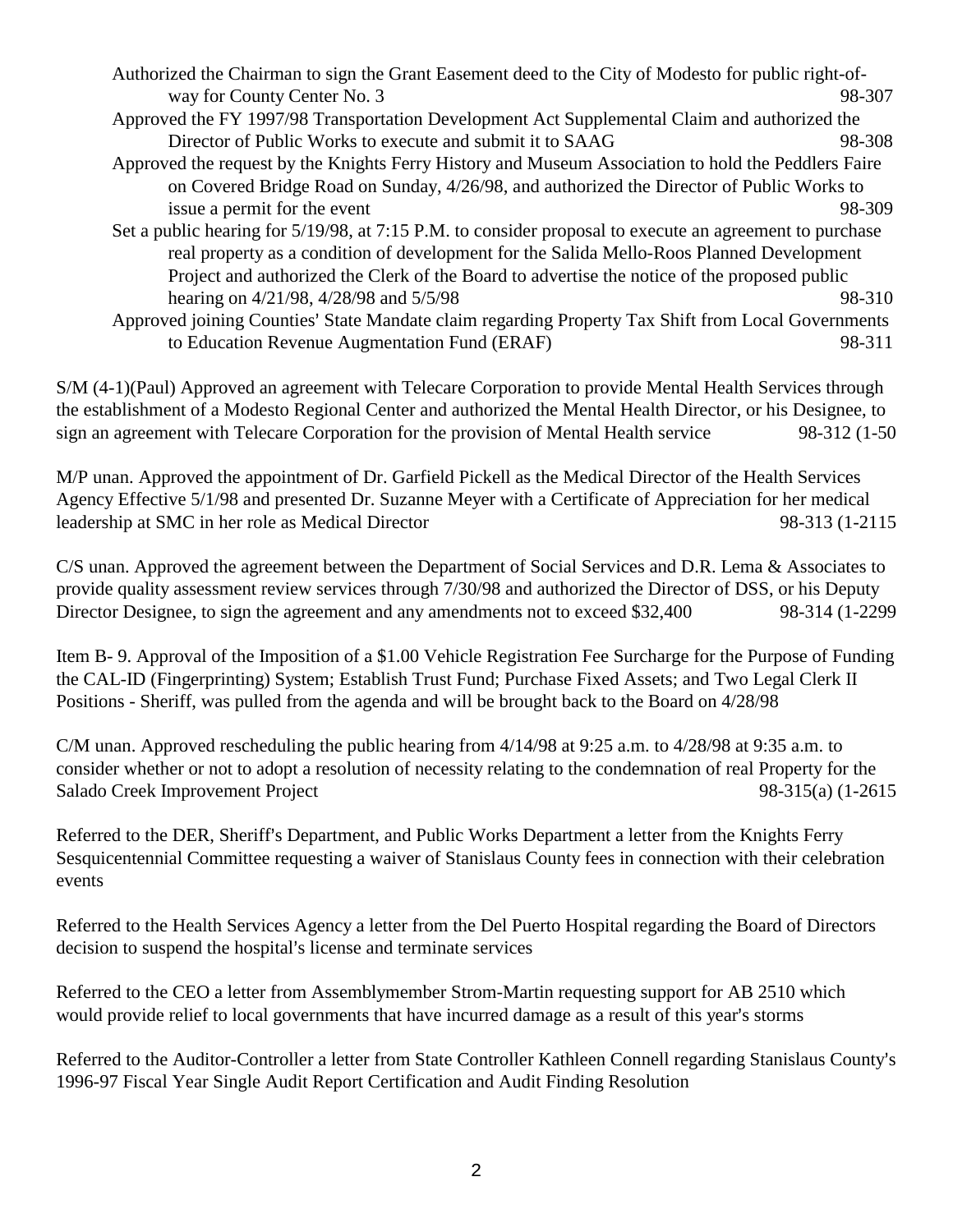Authorized the Chairman to sign the Grant Easement deed to the City of Modesto for public right-of-way for County Center No. 3 98-307

Approved the FY 1997/98 Transportation Development Act Supplemental Claim and authorized the Director of Public Works to execute and submit it to SAAG 98-308

Approved the request by the Knights Ferry History and Museum Association to hold the Peddlers Faire on Covered Bridge Road on Sunday, 4/26/98, and authorized the Director of Public Works to issue a permit for the event 98-309

Set a public hearing for 5/19/98, at 7:15 P.M. to consider proposal to execute an agreement to purchase real property as a condition of development for the Salida Mello-Roos Planned Development Project and authorized the Clerk of the Board to advertise the notice of the proposed public hearing on 4/21/98, 4/28/98 and 5/5/98 98-310

Approved joining Counties' State Mandate claim regarding Property Tax Shift from Local Governments to Education Revenue Augmentation Fund (ERAF) 98-311

S/M (4-1)(Paul) Approved an agreement with Telecare Corporation to provide Mental Health Services through the establishment of a Modesto Regional Center and authorized the Mental Health Director, or his Designee, to sign an agreement with Telecare Corporation for the provision of Mental Health service 98-312 (1-50

M/P unan. Approved the appointment of Dr. Garfield Pickell as the Medical Director of the Health Services Agency Effective 5/1/98 and presented Dr. Suzanne Meyer with a Certificate of Appreciation for her medical leadership at SMC in her role as Medical Director 98-313 (1-2115

C/S unan. Approved the agreement between the Department of Social Services and D.R. Lema & Associates to provide quality assessment review services through 7/30/98 and authorized the Director of DSS, or his Deputy Director Designee, to sign the agreement and any amendments not to exceed $32,400 98-314 (1-2299

Item B- 9. Approval of the Imposition of a $1.00 Vehicle Registration Fee Surcharge for the Purpose of Funding the CAL-ID (Fingerprinting) System; Establish Trust Fund; Purchase Fixed Assets; and Two Legal Clerk II Positions - Sheriff, was pulled from the agenda and will be brought back to the Board on 4/28/98

C/M unan. Approved rescheduling the public hearing from 4/14/98 at 9:25 a.m. to 4/28/98 at 9:35 a.m. to consider whether or not to adopt a resolution of necessity relating to the condemnation of real Property for the Salado Creek Improvement Project 98-315(a) (1-2615

Referred to the DER, Sheriff's Department, and Public Works Department a letter from the Knights Ferry Sesquicentennial Committee requesting a waiver of Stanislaus County fees in connection with their celebration events

Referred to the Health Services Agency a letter from the Del Puerto Hospital regarding the Board of Directors decision to suspend the hospital's license and terminate services

Referred to the CEO a letter from Assemblymember Strom-Martin requesting support for AB 2510 which would provide relief to local governments that have incurred damage as a result of this year's storms

Referred to the Auditor-Controller a letter from State Controller Kathleen Connell regarding Stanislaus County's 1996-97 Fiscal Year Single Audit Report Certification and Audit Finding Resolution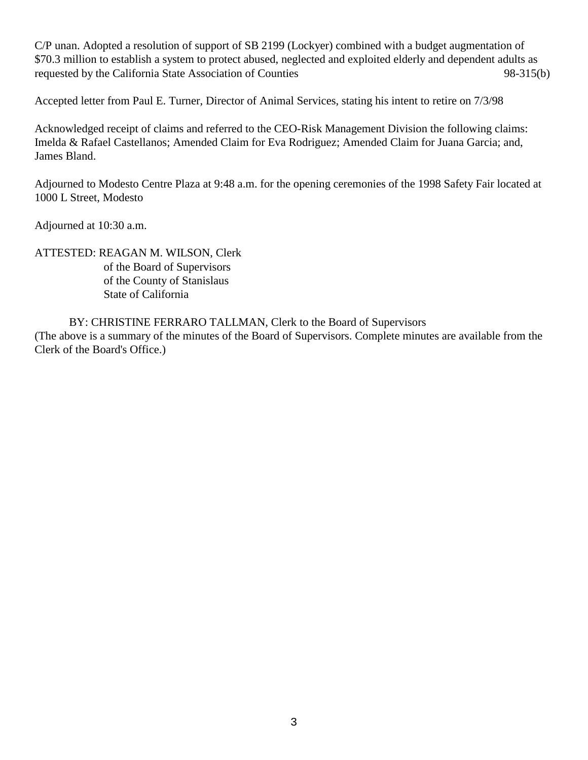C/P unan. Adopted a resolution of support of SB 2199 (Lockyer) combined with a budget augmentation of $70.3 million to establish a system to protect abused, neglected and exploited elderly and dependent adults as requested by the California State Association of Counties 98-315(b)

Accepted letter from Paul E. Turner, Director of Animal Services, stating his intent to retire on 7/3/98

Acknowledged receipt of claims and referred to the CEO-Risk Management Division the following claims: Imelda & Rafael Castellanos; Amended Claim for Eva Rodriguez; Amended Claim for Juana Garcia; and, James Bland.

Adjourned to Modesto Centre Plaza at 9:48 a.m. for the opening ceremonies of the 1998 Safety Fair located at 1000 L Street, Modesto

Adjourned at 10:30 a.m.

ATTESTED: REAGAN M. WILSON, Clerk
of the Board of Supervisors
of the County of Stanislaus
State of California

BY: CHRISTINE FERRARO TALLMAN, Clerk to the Board of Supervisors

(The above is a summary of the minutes of the Board of Supervisors. Complete minutes are available from the Clerk of the Board's Office.)